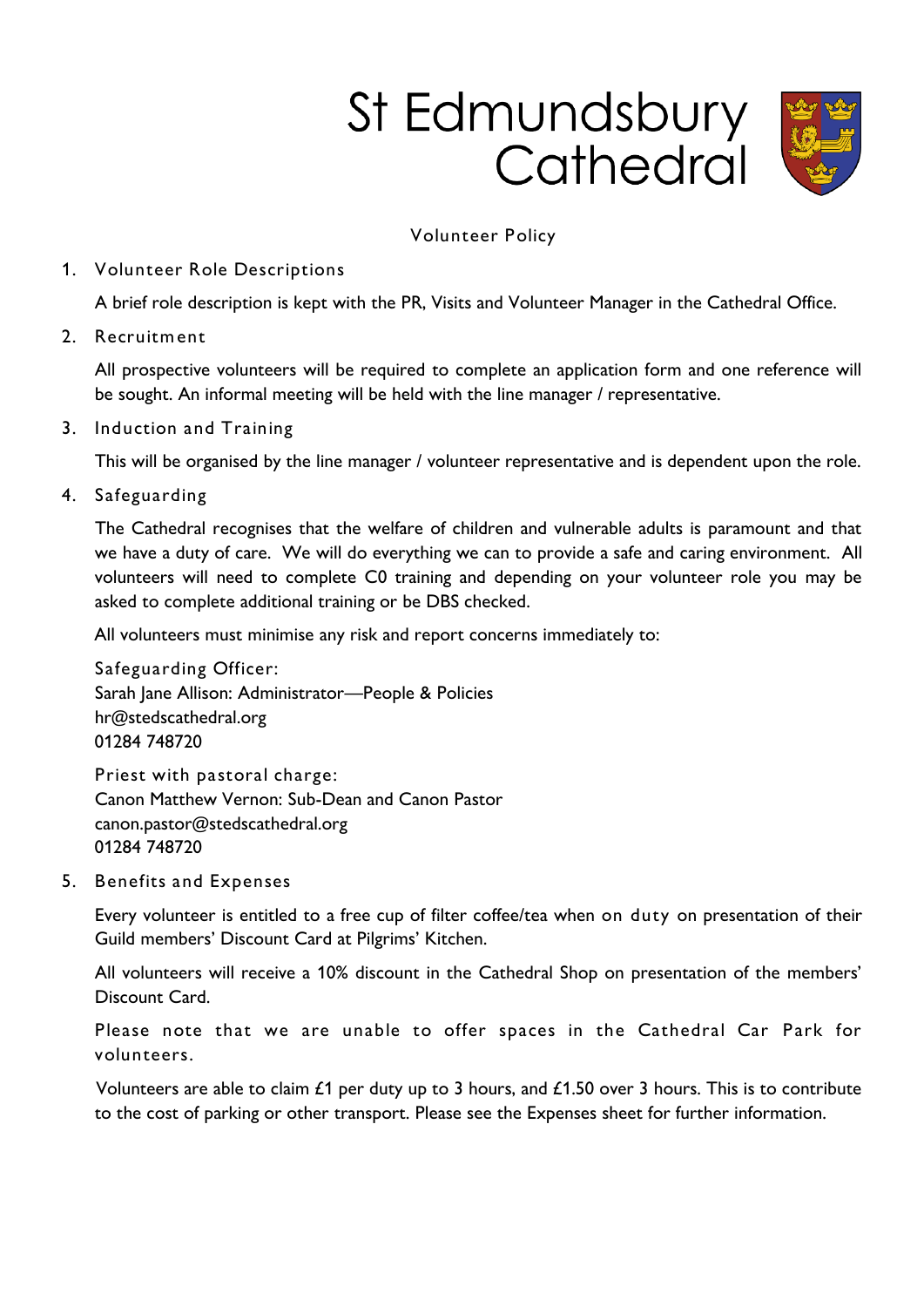# St Edmundsbury Cathedral

## Volunteer Policy

1. Volunteer Role Descriptions

   A brief role description is kept with the PR, Visits and Volunteer Manager in the Cathedral Office.

2. Recruitment

   All prospective volunteers will be required to complete an application form and one reference will be sought. An informal meeting will be held with the line manager / representative.

3. Induction and Training

   This will be organised by the line manager / volunteer representative and is dependent upon the role.

4. Safeguarding

   The Cathedral recognises that the welfare of children and vulnerable adults is paramount and that we have a duty of care. We will do everything we can to provide a safe and caring environment. All volunteers will need to complete C0 training and depending on your volunteer role you may be asked to complete additional training or be DBS checked.

   All volunteers must minimise any risk and report concerns immediately to:

   Safeguarding Officer:
   Sarah Jane Allison: Administrator—People & Policies
   hr@stedscathedral.org
   01284 748720

   Priest with pastoral charge:
   Canon Matthew Vernon: Sub-Dean and Canon Pastor
   canon.pastor@stedscathedral.org
   01284 748720

5. Benefits and Expenses

   Every volunteer is entitled to a free cup of filter coffee/tea when on duty on presentation of their Guild members' Discount Card at Pilgrims' Kitchen.

   All volunteers will receive a 10% discount in the Cathedral Shop on presentation of the members' Discount Card.

   Please note that we are unable to offer spaces in the Cathedral Car Park for volunteers.

   Volunteers are able to claim £1 per duty up to 3 hours, and £1.50 over 3 hours. This is to contribute to the cost of parking or other transport. Please see the Expenses sheet for further information.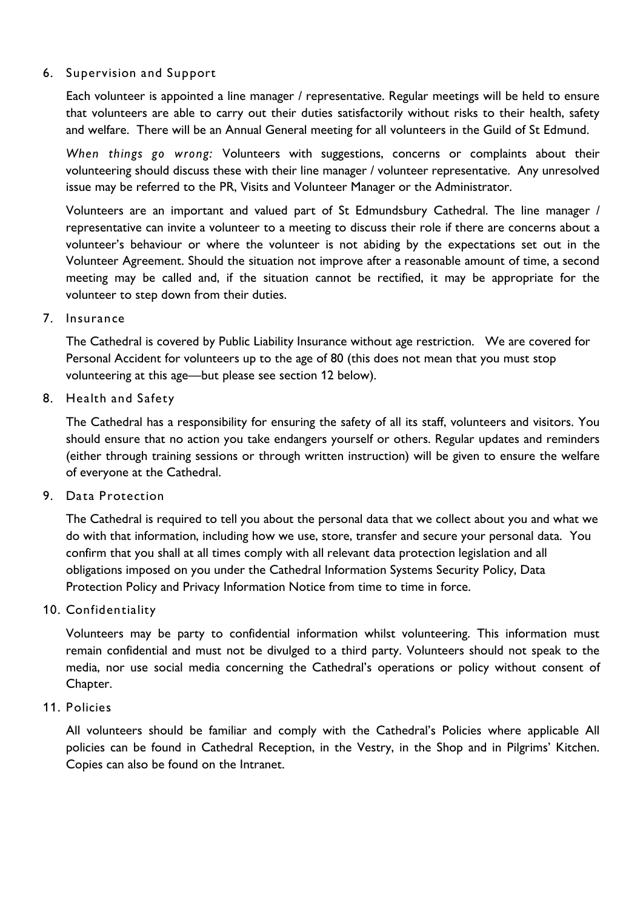## 6. Supervision and Support

Each volunteer is appointed a line manager / representative. Regular meetings will be held to ensure that volunteers are able to carry out their duties satisfactorily without risks to their health, safety and welfare. There will be an Annual General meeting for all volunteers in the Guild of St Edmund.

*When things go wrong:* Volunteers with suggestions, concerns or complaints about their volunteering should discuss these with their line manager / volunteer representative. Any unresolved issue may be referred to the PR, Visits and Volunteer Manager or the Administrator.

Volunteers are an important and valued part of St Edmundsbury Cathedral. The line manager / representative can invite a volunteer to a meeting to discuss their role if there are concerns about a volunteer's behaviour or where the volunteer is not abiding by the expectations set out in the Volunteer Agreement. Should the situation not improve after a reasonable amount of time, a second meeting may be called and, if the situation cannot be rectified, it may be appropriate for the volunteer to step down from their duties.

## 7. Insurance

The Cathedral is covered by Public Liability Insurance without age restriction. We are covered for Personal Accident for volunteers up to the age of 80 (this does not mean that you must stop volunteering at this age—but please see section 12 below).

## 8. Health and Safety

The Cathedral has a responsibility for ensuring the safety of all its staff, volunteers and visitors. You should ensure that no action you take endangers yourself or others. Regular updates and reminders (either through training sessions or through written instruction) will be given to ensure the welfare of everyone at the Cathedral.

## 9. Data Protection

The Cathedral is required to tell you about the personal data that we collect about you and what we do with that information, including how we use, store, transfer and secure your personal data. You confirm that you shall at all times comply with all relevant data protection legislation and all obligations imposed on you under the Cathedral Information Systems Security Policy, Data Protection Policy and Privacy Information Notice from time to time in force.

## 10. Confidentiality

Volunteers may be party to confidential information whilst volunteering. This information must remain confidential and must not be divulged to a third party. Volunteers should not speak to the media, nor use social media concerning the Cathedral's operations or policy without consent of Chapter.

## 11. Policies

All volunteers should be familiar and comply with the Cathedral's Policies where applicable All policies can be found in Cathedral Reception, in the Vestry, in the Shop and in Pilgrims' Kitchen. Copies can also be found on the Intranet.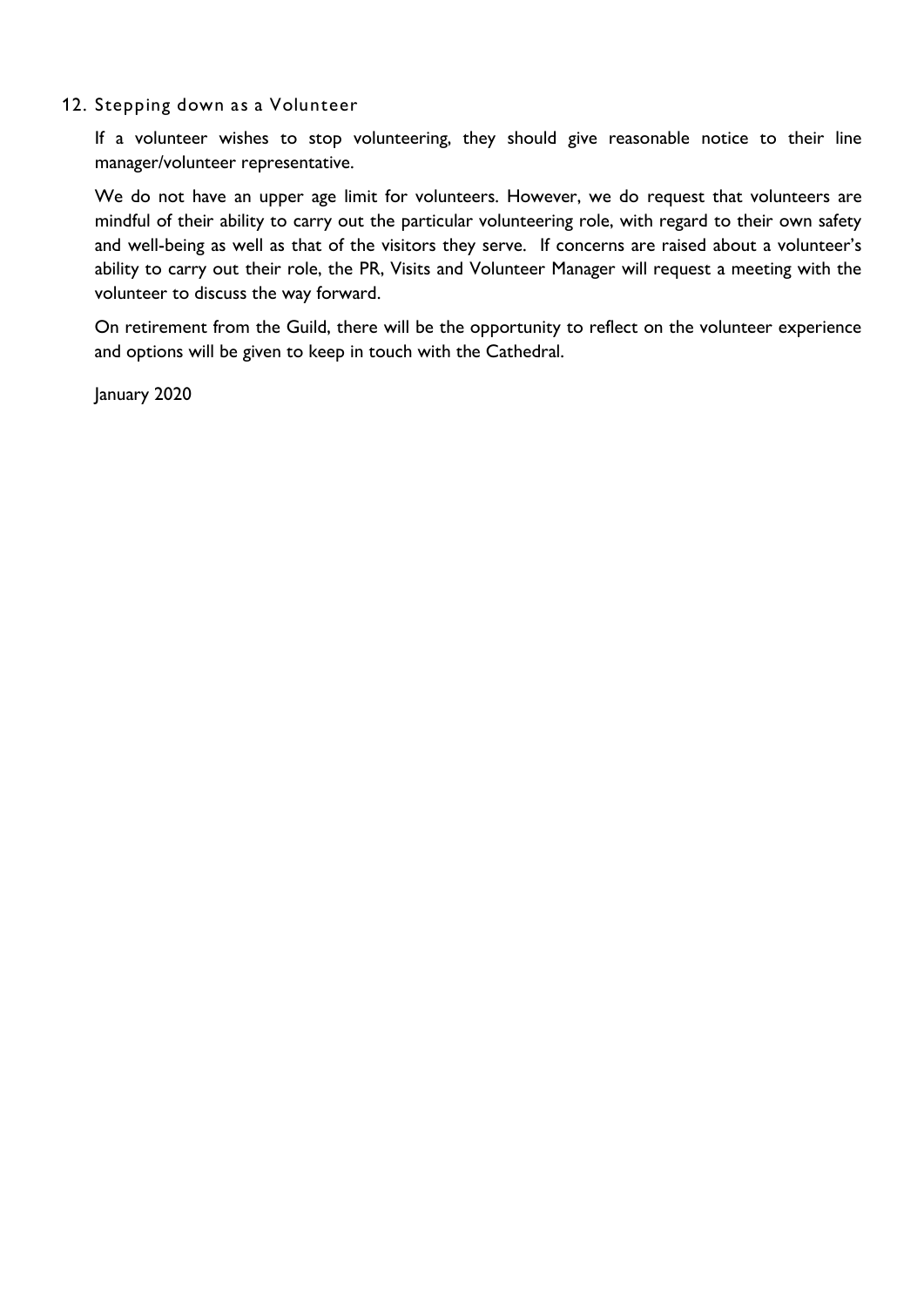## 12. Stepping down as a Volunteer

If a volunteer wishes to stop volunteering, they should give reasonable notice to their line manager/volunteer representative.

We do not have an upper age limit for volunteers. However, we do request that volunteers are mindful of their ability to carry out the particular volunteering role, with regard to their own safety and well-being as well as that of the visitors they serve. If concerns are raised about a volunteer's ability to carry out their role, the PR, Visits and Volunteer Manager will request a meeting with the volunteer to discuss the way forward.

On retirement from the Guild, there will be the opportunity to reflect on the volunteer experience and options will be given to keep in touch with the Cathedral.

January 2020